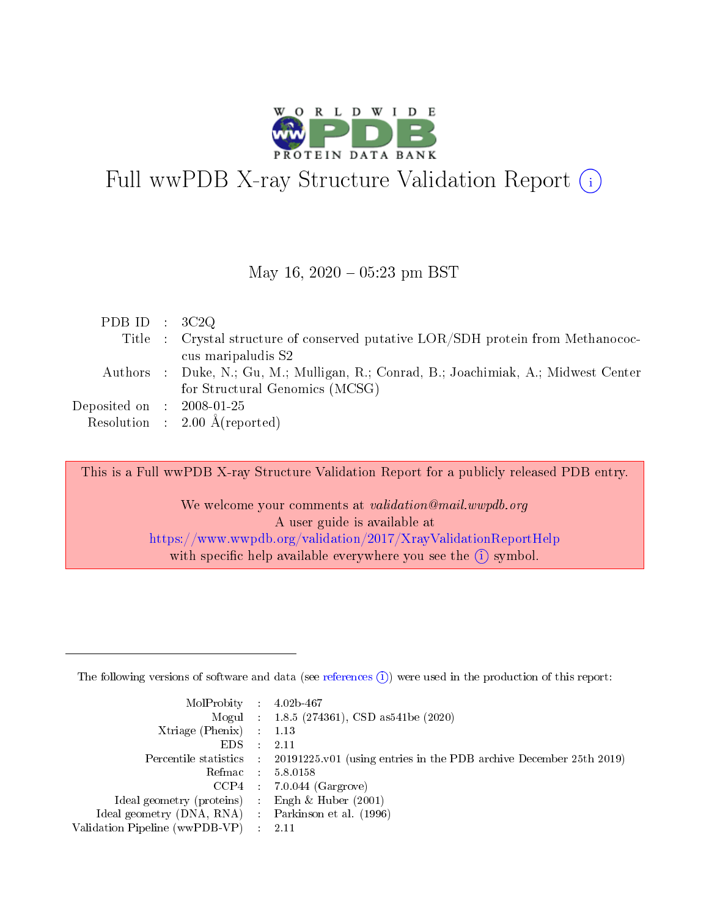# Full wwPDB X-ray Structure Validation Report

May 16, 2020 – 05:23 pm BST

| | | |
|---|---|---|
| PDB ID | : | 3C2Q |
| Title | : | Crystal structure of conserved putative LOR/SDH protein from Methanococcus maripaludis S2 |
| Authors | : | Duke, N.; Gu, M.; Mulligan, R.; Conrad, B.; Joachimiak, A.; Midwest Center for Structural Genomics (MCSG) |
| Deposited on | : | 2008-01-25 |
| Resolution | : | 2.00 Å(reported) |

This is a Full wwPDB X-ray Structure Validation Report for a publicly released PDB entry.

We welcome your comments at *validation@mail.wwpdb.org*
A user guide is available at
https://www.wwpdb.org/validation/2017/XrayValidationReportHelp
with specific help available everywhere you see the (i) symbol.

The following versions of software and data (see references (i)) were used in the production of this report:

| | | |
|---|---|---|
| MolProbity | : | 4.02b-467 |
| Mogul | : | 1.8.5 (274361), CSD as541be (2020) |
| Xtriage (Phenix) | : | 1.13 |
| EDS | : | 2.11 |
| Percentile statistics | : | 20191225.v01 (using entries in the PDB archive December 25th 2019) |
| Refmac | : | 5.8.0158 |
| CCP4 | : | 7.0.044 (Gargrove) |
| Ideal geometry (proteins) | : | Engh & Huber (2001) |
| Ideal geometry (DNA, RNA) | : | Parkinson et al. (1996) |
| Validation Pipeline (wwPDB-VP) | : | 2.11 |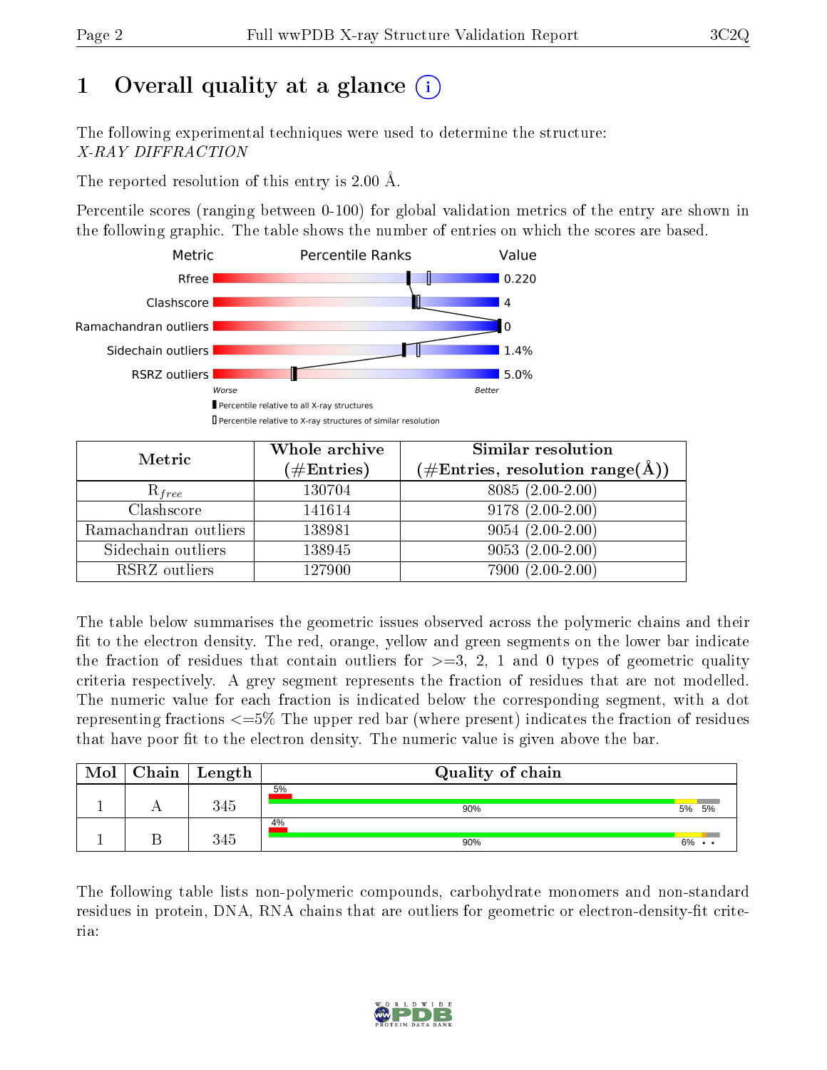# 1 Overall quality at a glance

The following experimental techniques were used to determine the structure:
*X-RAY DIFFRACTION*

The reported resolution of this entry is 2.00 Å.

Percentile scores (ranging between 0-100) for global validation metrics of the entry are shown in the following graphic. The table shows the number of entries on which the scores are based.

| Metric | Value |
|---|---|
| Rfree | 0.220 |
| Clashscore | 4 |
| Ramachandran outliers | 0 |
| Sidechain outliers | 1.4% |
| RSRZ outliers | 5.0% |

Worse ... Better

▮ Percentile relative to all X-ray structures
▯ Percentile relative to X-ray structures of similar resolution

| Metric | Whole archive (#Entries) | Similar resolution (#Entries, resolution range(Å)) |
|---|---|---|
| $R_{free}$ | 130704 | 8085 (2.00-2.00) |
| Clashscore | 141614 | 9178 (2.00-2.00) |
| Ramachandran outliers | 138981 | 9054 (2.00-2.00) |
| Sidechain outliers | 138945 | 9053 (2.00-2.00) |
| RSRZ outliers | 127900 | 7900 (2.00-2.00) |

The table below summarises the geometric issues observed across the polymeric chains and their fit to the electron density. The red, orange, yellow and green segments on the lower bar indicate the fraction of residues that contain outliers for >=3, 2, 1 and 0 types of geometric quality criteria respectively. A grey segment represents the fraction of residues that are not modelled. The numeric value for each fraction is indicated below the corresponding segment, with a dot representing fractions <=5% The upper red bar (where present) indicates the fraction of residues that have poor fit to the electron density. The numeric value is given above the bar.

| Mol | Chain | Length | Quality of chain |
|---|---|---|---|
| 1 | A | 345 | 5% (poor density); 90%, 5%, 5% |
| 1 | B | 345 | 4% (poor density); 90%, 6%, •, • |

The following table lists non-polymeric compounds, carbohydrate monomers and non-standard residues in protein, DNA, RNA chains that are outliers for geometric or electron-density-fit criteria: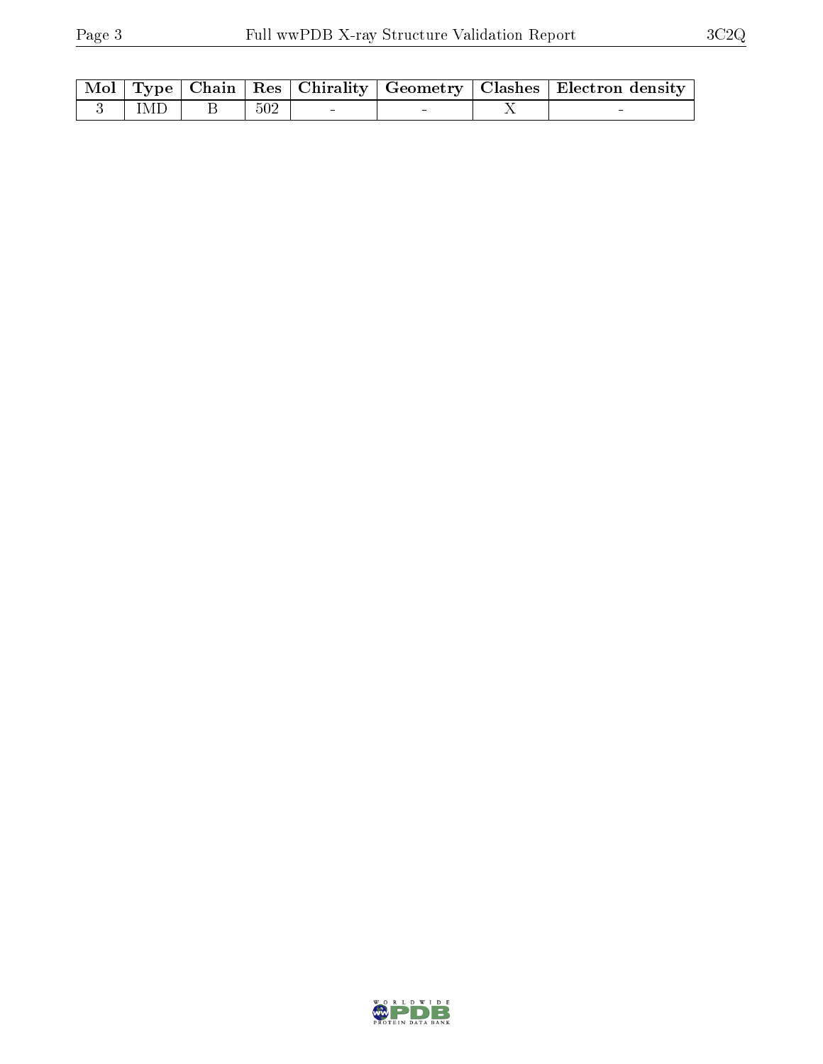| Mol | Type | Chain | Res | Chirality | Geometry | Clashes | Electron density |
| --- | --- | --- | --- | --- | --- | --- | --- |
| 3 | IMD | B | 502 | - | - | X | - |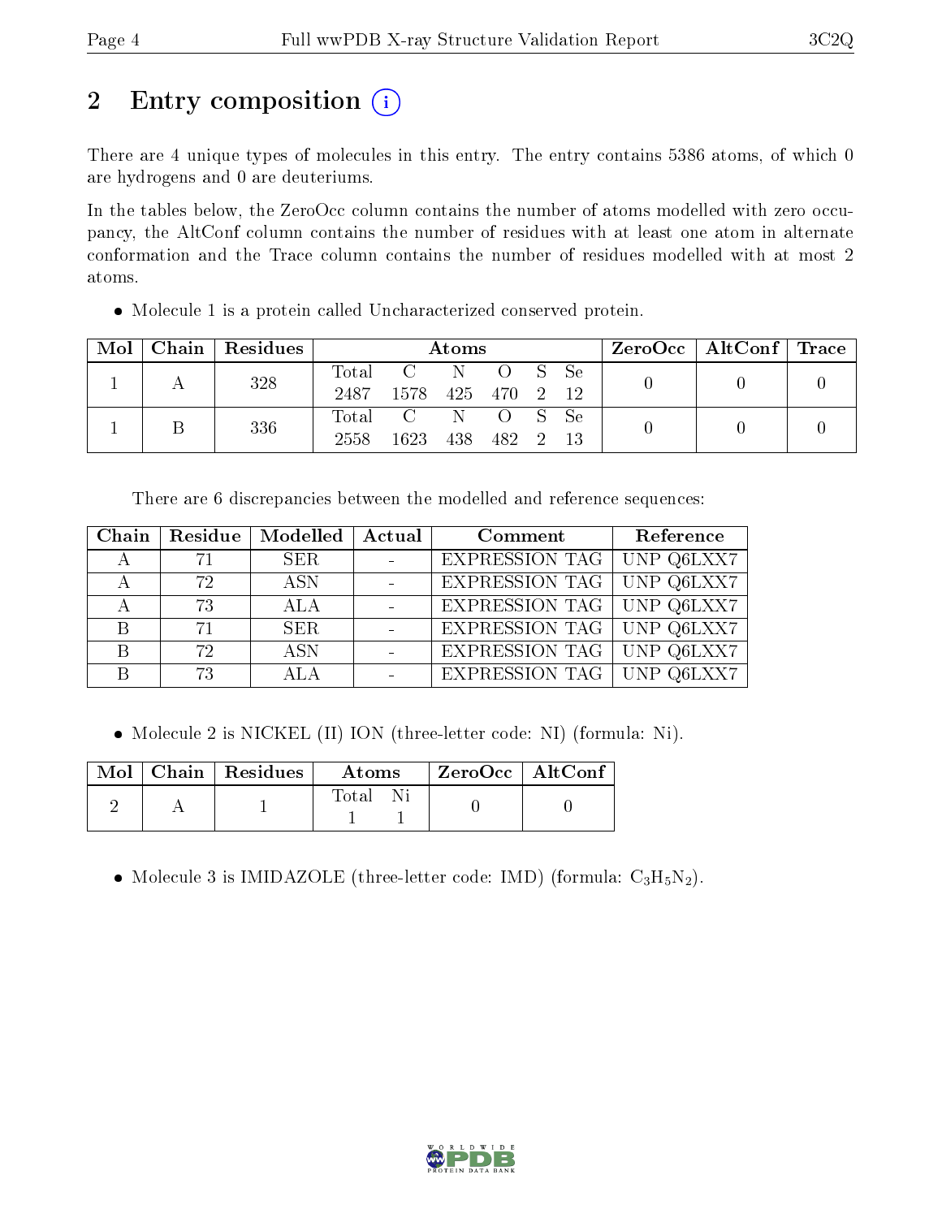# 2 Entry composition (i)

There are 4 unique types of molecules in this entry. The entry contains 5386 atoms, of which 0 are hydrogens and 0 are deuteriums.

In the tables below, the ZeroOcc column contains the number of atoms modelled with zero occupancy, the AltConf column contains the number of residues with at least one atom in alternate conformation and the Trace column contains the number of residues modelled with at most 2 atoms.

- Molecule 1 is a protein called Uncharacterized conserved protein.

| Mol | Chain | Residues | Atoms | | | | | | ZeroOcc | AltConf | Trace |
|---|---|---|---|---|---|---|---|---|---|---|---|
| 1 | A | 328 | Total 2487 | C 1578 | N 425 | O 470 | S 2 | Se 12 | 0 | 0 | 0 |
| 1 | B | 336 | Total 2558 | C 1623 | N 438 | O 482 | S 2 | Se 13 | 0 | 0 | 0 |

There are 6 discrepancies between the modelled and reference sequences:

| Chain | Residue | Modelled | Actual | Comment | Reference |
|---|---|---|---|---|---|
| A | 71 | SER | - | EXPRESSION TAG | UNP Q6LXX7 |
| A | 72 | ASN | - | EXPRESSION TAG | UNP Q6LXX7 |
| A | 73 | ALA | - | EXPRESSION TAG | UNP Q6LXX7 |
| B | 71 | SER | - | EXPRESSION TAG | UNP Q6LXX7 |
| B | 72 | ASN | - | EXPRESSION TAG | UNP Q6LXX7 |
| B | 73 | ALA | - | EXPRESSION TAG | UNP Q6LXX7 |

- Molecule 2 is NICKEL (II) ION (three-letter code: NI) (formula: Ni).

| Mol | Chain | Residues | Atoms | | ZeroOcc | AltConf |
|---|---|---|---|---|---|---|
| 2 | A | 1 | Total 1 | Ni 1 | 0 | 0 |

- Molecule 3 is IMIDAZOLE (three-letter code: IMD) (formula: $C_3H_5N_2$).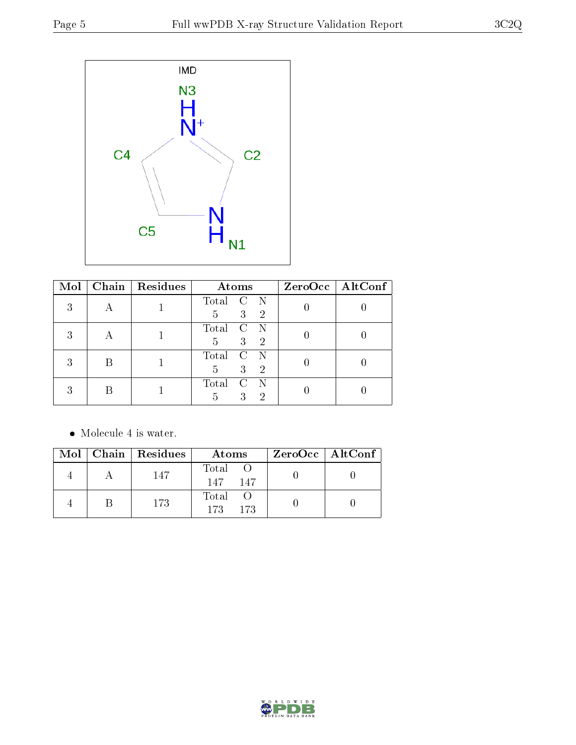| Mol | Chain | Residues | Atoms | | | ZeroOcc | AltConf |
|---|---|---|---|---|---|---|---|
| | | | Total | C | N | | |
| 3 | A | 1 | 5 | 3 | 2 | 0 | 0 |
| 3 | A | 1 | 5 | 3 | 2 | 0 | 0 |
| 3 | B | 1 | 5 | 3 | 2 | 0 | 0 |
| 3 | B | 1 | 5 | 3 | 2 | 0 | 0 |

- Molecule 4 is water.

| Mol | Chain | Residues | Atoms | | ZeroOcc | AltConf |
|---|---|---|---|---|---|---|
| | | | Total | O | | |
| 4 | A | 147 | 147 | 147 | 0 | 0 |
| 4 | B | 173 | 173 | 173 | 0 | 0 |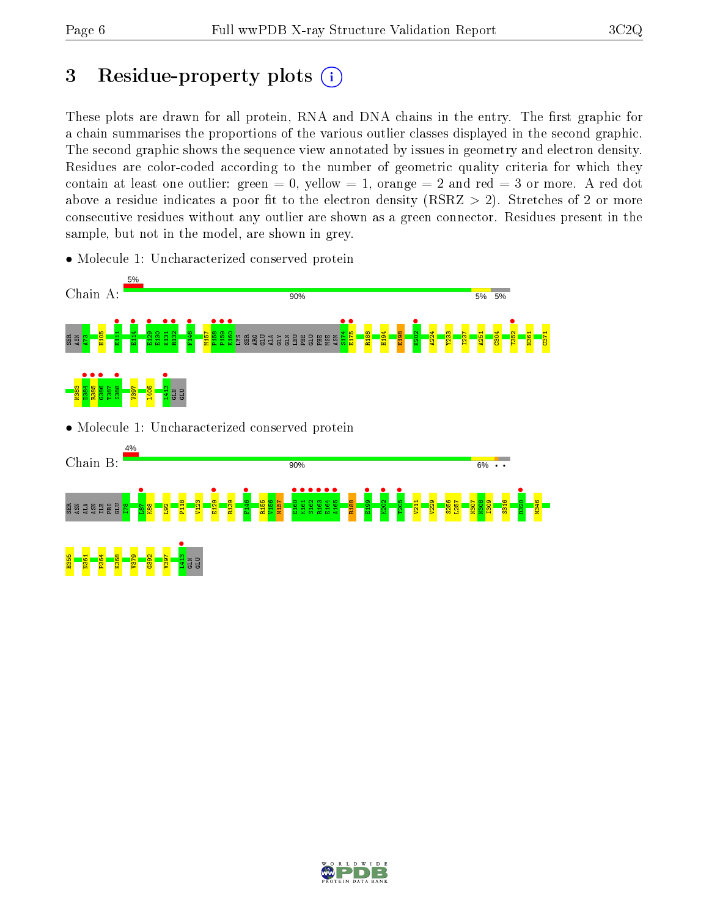# 3 Residue-property plots

These plots are drawn for all protein, RNA and DNA chains in the entry. The first graphic for a chain summarises the proportions of the various outlier classes displayed in the second graphic. The second graphic shows the sequence view annotated by issues in geometry and electron density. Residues are color-coded according to the number of geometric quality criteria for which they contain at least one outlier: green = 0, yellow = 1, orange = 2 and red = 3 or more. A red dot above a residue indicates a poor fit to the electron density (RSRZ > 2). Stretches of 2 or more consecutive residues without any outlier are shown as a green connector. Residues present in the sample, but not in the model, are shown in grey.

- Molecule 1: Uncharacterized conserved protein

Chain A: 5% | 90% | 5% | 5%

SER ASN A73 H105 E111 E114 E129 E130 K131 R132 F146 M157 P158 F159 E160 LYS SER ARG GLU ALA GLY GLN LEU PHE GLU PHE MSE ASN S174 E175 R188 H194 E198 K202 A224 Y233 I237 A251 C304 T352 N361 C371 M383 D384 R385 G386 T387 S388 V397 L405 L413 GLN GLU

- Molecule 1: Uncharacterized conserved protein

Chain B: 4% | 90% | 6% | • •

SER ASN ALA ASN ILE PRO GLU I78 L87 K88 L92 P118 V123 E129 R139 F146 R155 V156 M157 E160 K161 S162 R163 E164 A165 R188 E199 K202 T205 V211 V229 S256 L257 N307 N308 I309 S316 D320 M346 H355 N361 P364 K368 V379 G392 V397 L413 GLN GLU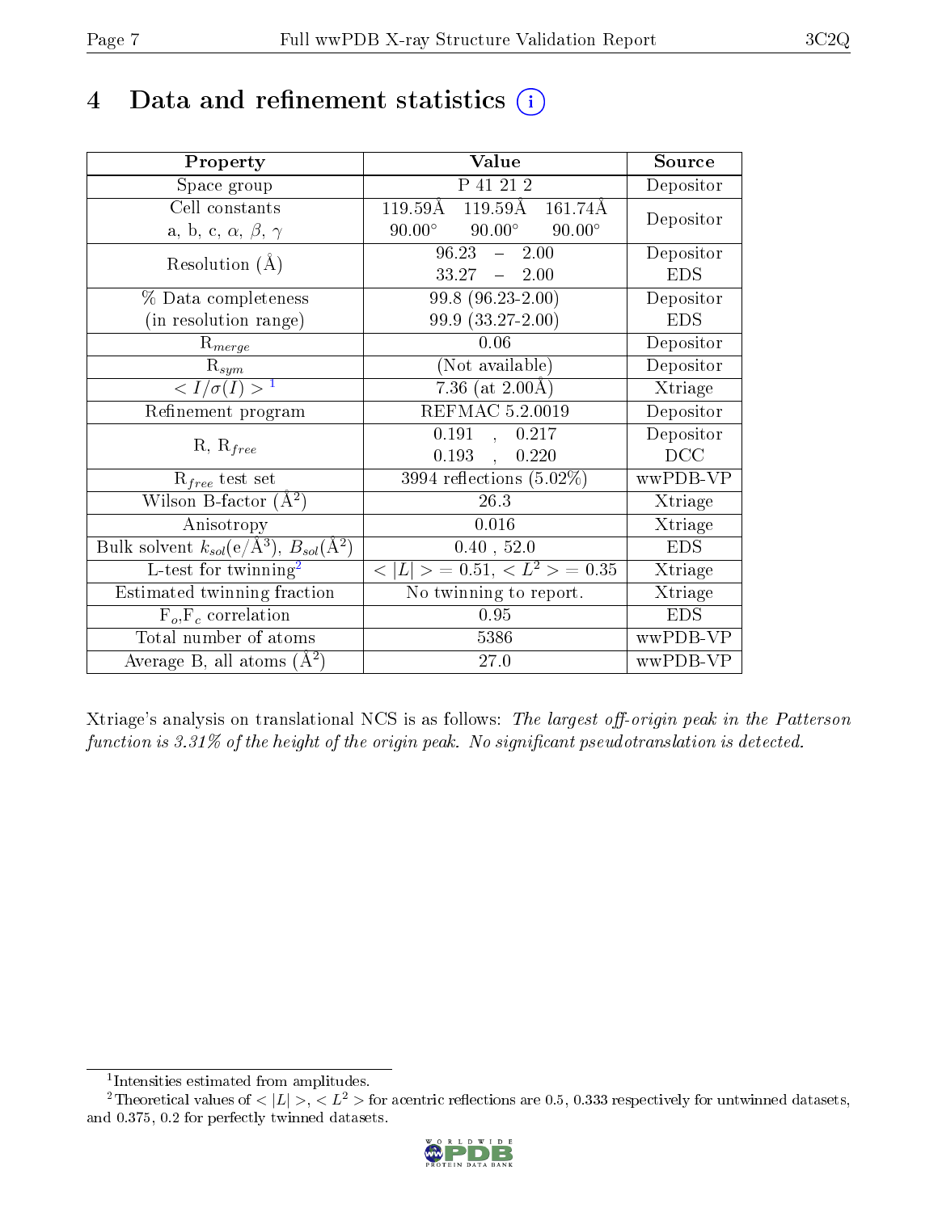# 4 Data and refinement statistics (i)

| Property | Value | Source |
|---|---|---|
| Space group | P 41 21 2 | Depositor |
| Cell constants<br>a, b, c, $\alpha$, $\beta$, $\gamma$ | 119.59Å 119.59Å 161.74Å<br>90.00° 90.00° 90.00° | Depositor |
| Resolution (Å) | 96.23 – 2.00<br>33.27 – 2.00 | Depositor<br>EDS |
| % Data completeness<br>(in resolution range) | 99.8 (96.23-2.00)<br>99.9 (33.27-2.00) | Depositor<br>EDS |
| $R_{merge}$ | 0.06 | Depositor |
| $R_{sym}$ | (Not available) | Depositor |
| $< I/\sigma(I) >$ [1] | 7.36 (at 2.00Å) | Xtriage |
| Refinement program | REFMAC 5.2.0019 | Depositor |
| R, $R_{free}$ | 0.191 , 0.217<br>0.193 , 0.220 | Depositor<br>DCC |
| $R_{free}$ test set | 3994 reflections (5.02%) | wwPDB-VP |
| Wilson B-factor ($Å^2$) | 26.3 | Xtriage |
| Anisotropy | 0.016 | Xtriage |
| Bulk solvent $k_{sol}$(e/$Å^3$), $B_{sol}$($Å^2$) | 0.40 , 52.0 | EDS |
| L-test for twinning[2] | $< \|L\| > = 0.51$, $< L^2 > = 0.35$ | Xtriage |
| Estimated twinning fraction | No twinning to report. | Xtriage |
| $F_o$,$F_c$ correlation | 0.95 | EDS |
| Total number of atoms | 5386 | wwPDB-VP |
| Average B, all atoms ($Å^2$) | 27.0 | wwPDB-VP |

Xtriage's analysis on translational NCS is as follows: *The largest off-origin peak in the Patterson function is 3.31% of the height of the origin peak. No significant pseudotranslation is detected.*

[1] Intensities estimated from amplitudes.

[2] Theoretical values of $< |L| >$, $< L^2 >$ for acentric reflections are 0.5, 0.333 respectively for untwinned datasets, and 0.375, 0.2 for perfectly twinned datasets.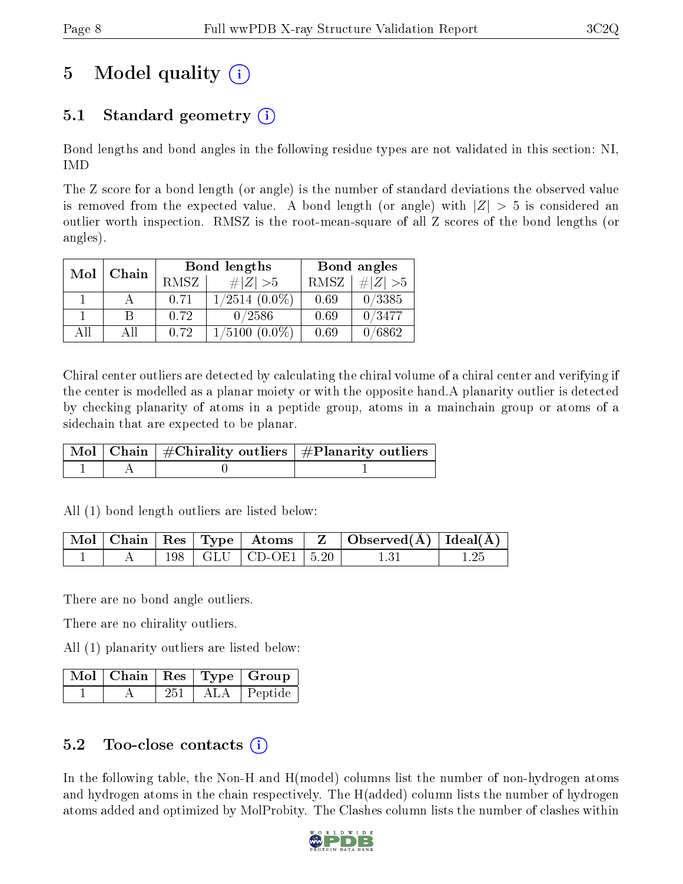# 5 Model quality

## 5.1 Standard geometry

Bond lengths and bond angles in the following residue types are not validated in this section: NI, IMD

The Z score for a bond length (or angle) is the number of standard deviations the observed value is removed from the expected value. A bond length (or angle) with $|Z| > 5$ is considered an outlier worth inspection. RMSZ is the root-mean-square of all Z scores of the bond lengths (or angles).

| Mol | Chain | Bond lengths | | Bond angles | |
|---|---|---|---|---|---|
| | | RMSZ | $\#\|Z\| > 5$ | RMSZ | $\#\|Z\| > 5$ |
| 1 | A | 0.71 | 1/2514 (0.0%) | 0.69 | 0/3385 |
| 1 | B | 0.72 | 0/2586 | 0.69 | 0/3477 |
| All | All | 0.72 | 1/5100 (0.0%) | 0.69 | 0/6862 |

Chiral center outliers are detected by calculating the chiral volume of a chiral center and verifying if the center is modelled as a planar moiety or with the opposite hand.A planarity outlier is detected by checking planarity of atoms in a peptide group, atoms in a mainchain group or atoms of a sidechain that are expected to be planar.

| Mol | Chain | #Chirality outliers | #Planarity outliers |
|---|---|---|---|
| 1 | A | 0 | 1 |

All (1) bond length outliers are listed below:

| Mol | Chain | Res | Type | Atoms | Z | Observed(Å) | Ideal(Å) |
|---|---|---|---|---|---|---|---|
| 1 | A | 198 | GLU | CD-OE1 | 5.20 | 1.31 | 1.25 |

There are no bond angle outliers.

There are no chirality outliers.

All (1) planarity outliers are listed below:

| Mol | Chain | Res | Type | Group |
|---|---|---|---|---|
| 1 | A | 251 | ALA | Peptide |

## 5.2 Too-close contacts

In the following table, the Non-H and H(model) columns list the number of non-hydrogen atoms and hydrogen atoms in the chain respectively. The H(added) column lists the number of hydrogen atoms added and optimized by MolProbity. The Clashes column lists the number of clashes within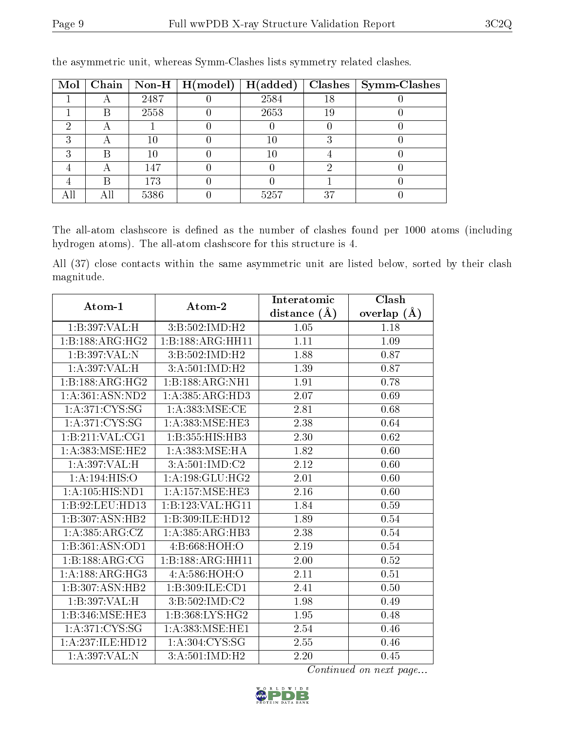the asymmetric unit, whereas Symm-Clashes lists symmetry related clashes.

| Mol | Chain | Non-H | H(model) | H(added) | Clashes | Symm-Clashes |
|---|---|---|---|---|---|---|
| 1 | A | 2487 | 0 | 2584 | 18 | 0 |
| 1 | B | 2558 | 0 | 2653 | 19 | 0 |
| 2 | A | 1 | 0 | 0 | 0 | 0 |
| 3 | A | 10 | 0 | 10 | 3 | 0 |
| 3 | B | 10 | 0 | 10 | 4 | 0 |
| 4 | A | 147 | 0 | 0 | 2 | 0 |
| 4 | B | 173 | 0 | 0 | 1 | 0 |
| All | All | 5386 | 0 | 5257 | 37 | 0 |

The all-atom clashscore is defined as the number of clashes found per 1000 atoms (including hydrogen atoms). The all-atom clashscore for this structure is 4.

All (37) close contacts within the same asymmetric unit are listed below, sorted by their clash magnitude.

| Atom-1 | Atom-2 | Interatomic distance (Å) | Clash overlap (Å) |
|---|---|---|---|
| 1:B:397:VAL:H | 3:B:502:IMD:H2 | 1.05 | 1.18 |
| 1:B:188:ARG:HG2 | 1:B:188:ARG:HH11 | 1.11 | 1.09 |
| 1:B:397:VAL:N | 3:B:502:IMD:H2 | 1.88 | 0.87 |
| 1:A:397:VAL:H | 3:A:501:IMD:H2 | 1.39 | 0.87 |
| 1:B:188:ARG:HG2 | 1:B:188:ARG:NH1 | 1.91 | 0.78 |
| 1:A:361:ASN:ND2 | 1:A:385:ARG:HD3 | 2.07 | 0.69 |
| 1:A:371:CYS:SG | 1:A:383:MSE:CE | 2.81 | 0.68 |
| 1:A:371:CYS:SG | 1:A:383:MSE:HE3 | 2.38 | 0.64 |
| 1:B:211:VAL:CG1 | 1:B:355:HIS:HB3 | 2.30 | 0.62 |
| 1:A:383:MSE:HE2 | 1:A:383:MSE:HA | 1.82 | 0.60 |
| 1:A:397:VAL:H | 3:A:501:IMD:C2 | 2.12 | 0.60 |
| 1:A:194:HIS:O | 1:A:198:GLU:HG2 | 2.01 | 0.60 |
| 1:A:105:HIS:ND1 | 1:A:157:MSE:HE3 | 2.16 | 0.60 |
| 1:B:92:LEU:HD13 | 1:B:123:VAL:HG11 | 1.84 | 0.59 |
| 1:B:307:ASN:HB2 | 1:B:309:ILE:HD12 | 1.89 | 0.54 |
| 1:A:385:ARG:CZ | 1:A:385:ARG:HB3 | 2.38 | 0.54 |
| 1:B:361:ASN:OD1 | 4:B:668:HOH:O | 2.19 | 0.54 |
| 1:B:188:ARG:CG | 1:B:188:ARG:HH11 | 2.00 | 0.52 |
| 1:A:188:ARG:HG3 | 4:A:586:HOH:O | 2.11 | 0.51 |
| 1:B:307:ASN:HB2 | 1:B:309:ILE:CD1 | 2.41 | 0.50 |
| 1:B:397:VAL:H | 3:B:502:IMD:C2 | 1.98 | 0.49 |
| 1:B:346:MSE:HE3 | 1:B:368:LYS:HG2 | 1.95 | 0.48 |
| 1:A:371:CYS:SG | 1:A:383:MSE:HE1 | 2.54 | 0.46 |
| 1:A:237:ILE:HD12 | 1:A:304:CYS:SG | 2.55 | 0.46 |
| 1:A:397:VAL:N | 3:A:501:IMD:H2 | 2.20 | 0.45 |

*Continued on next page...*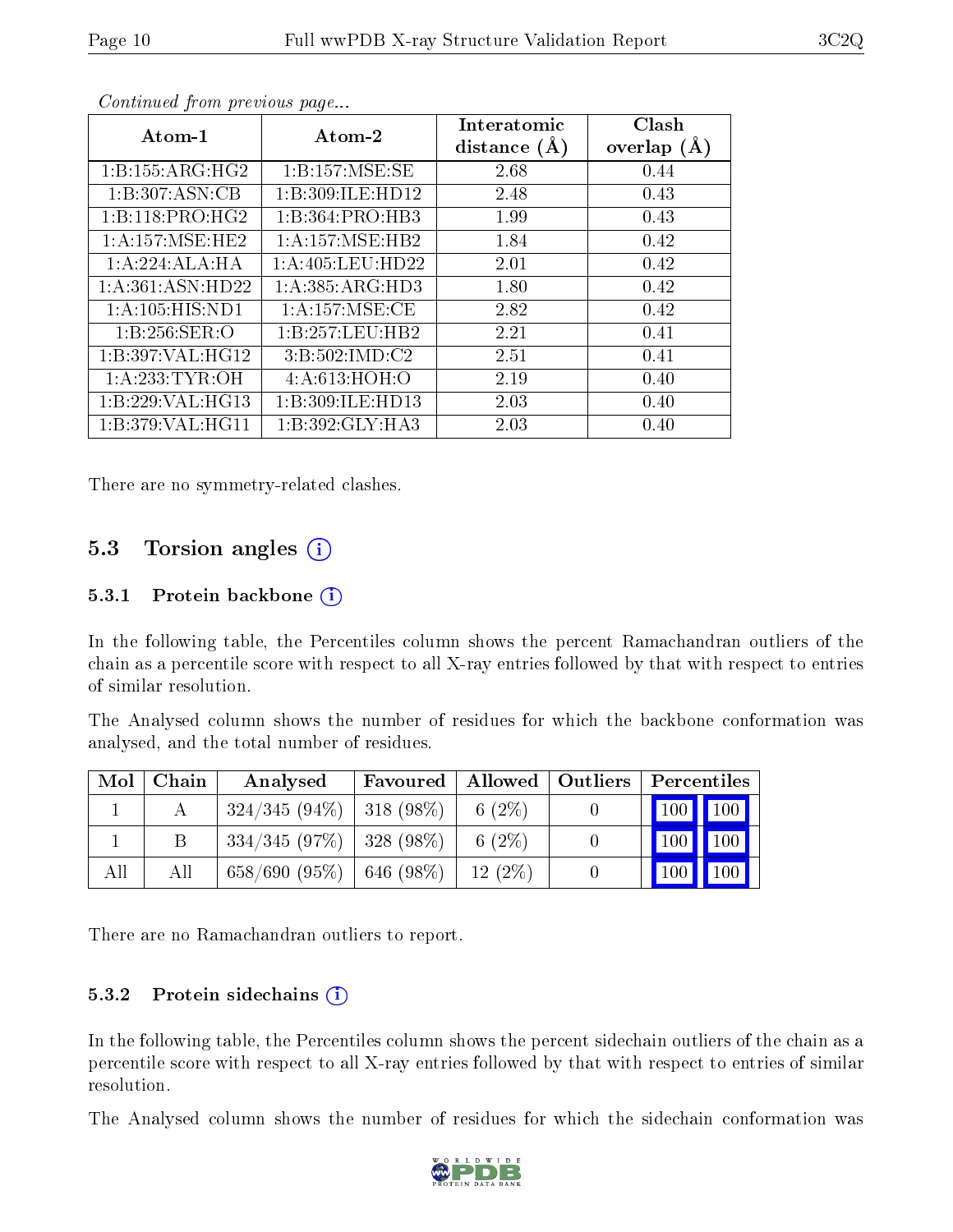*Continued from previous page...*

| Atom-1 | Atom-2 | Interatomic distance (Å) | Clash overlap (Å) |
|---|---|---|---|
| 1:B:155:ARG:HG2 | 1:B:157:MSE:SE | 2.68 | 0.44 |
| 1:B:307:ASN:CB | 1:B:309:ILE:HD12 | 2.48 | 0.43 |
| 1:B:118:PRO:HG2 | 1:B:364:PRO:HB3 | 1.99 | 0.43 |
| 1:A:157:MSE:HE2 | 1:A:157:MSE:HB2 | 1.84 | 0.42 |
| 1:A:224:ALA:HA | 1:A:405:LEU:HD22 | 2.01 | 0.42 |
| 1:A:361:ASN:HD22 | 1:A:385:ARG:HD3 | 1.80 | 0.42 |
| 1:A:105:HIS:ND1 | 1:A:157:MSE:CE | 2.82 | 0.42 |
| 1:B:256:SER:O | 1:B:257:LEU:HB2 | 2.21 | 0.41 |
| 1:B:397:VAL:HG12 | 3:B:502:IMD:C2 | 2.51 | 0.41 |
| 1:A:233:TYR:OH | 4:A:613:HOH:O | 2.19 | 0.40 |
| 1:B:229:VAL:HG13 | 1:B:309:ILE:HD13 | 2.03 | 0.40 |
| 1:B:379:VAL:HG11 | 1:B:392:GLY:HA3 | 2.03 | 0.40 |

There are no symmetry-related clashes.

## 5.3 Torsion angles

### 5.3.1 Protein backbone

In the following table, the Percentiles column shows the percent Ramachandran outliers of the chain as a percentile score with respect to all X-ray entries followed by that with respect to entries of similar resolution.

The Analysed column shows the number of residues for which the backbone conformation was analysed, and the total number of residues.

| Mol | Chain | Analysed | Favoured | Allowed | Outliers | Percentiles | |
|---|---|---|---|---|---|---|---|
| 1 | A | 324/345 (94%) | 318 (98%) | 6 (2%) | 0 | 100 | 100 |
| 1 | B | 334/345 (97%) | 328 (98%) | 6 (2%) | 0 | 100 | 100 |
| All | All | 658/690 (95%) | 646 (98%) | 12 (2%) | 0 | 100 | 100 |

There are no Ramachandran outliers to report.

### 5.3.2 Protein sidechains

In the following table, the Percentiles column shows the percent sidechain outliers of the chain as a percentile score with respect to all X-ray entries followed by that with respect to entries of similar resolution.

The Analysed column shows the number of residues for which the sidechain conformation was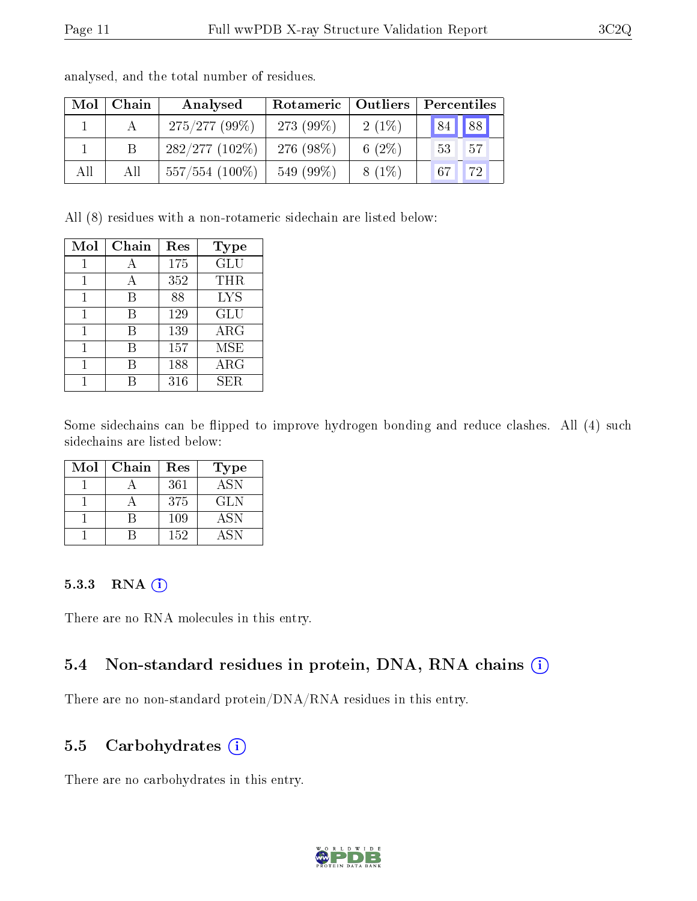analysed, and the total number of residues.

| Mol | Chain | Analysed | Rotameric | Outliers | Percentiles | |
|---|---|---|---|---|---|---|
| 1 | A | 275/277 (99%) | 273 (99%) | 2 (1%) | 84 | 88 |
| 1 | B | 282/277 (102%) | 276 (98%) | 6 (2%) | 53 | 57 |
| All | All | 557/554 (100%) | 549 (99%) | 8 (1%) | 67 | 72 |

All (8) residues with a non-rotameric sidechain are listed below:

| Mol | Chain | Res | Type |
|---|---|---|---|
| 1 | A | 175 | GLU |
| 1 | A | 352 | THR |
| 1 | B | 88 | LYS |
| 1 | B | 129 | GLU |
| 1 | B | 139 | ARG |
| 1 | B | 157 | MSE |
| 1 | B | 188 | ARG |
| 1 | B | 316 | SER |

Some sidechains can be flipped to improve hydrogen bonding and reduce clashes. All (4) such sidechains are listed below:

| Mol | Chain | Res | Type |
|---|---|---|---|
| 1 | A | 361 | ASN |
| 1 | A | 375 | GLN |
| 1 | B | 109 | ASN |
| 1 | B | 152 | ASN |

### 5.3.3 RNA

There are no RNA molecules in this entry.

## 5.4 Non-standard residues in protein, DNA, RNA chains

There are no non-standard protein/DNA/RNA residues in this entry.

## 5.5 Carbohydrates

There are no carbohydrates in this entry.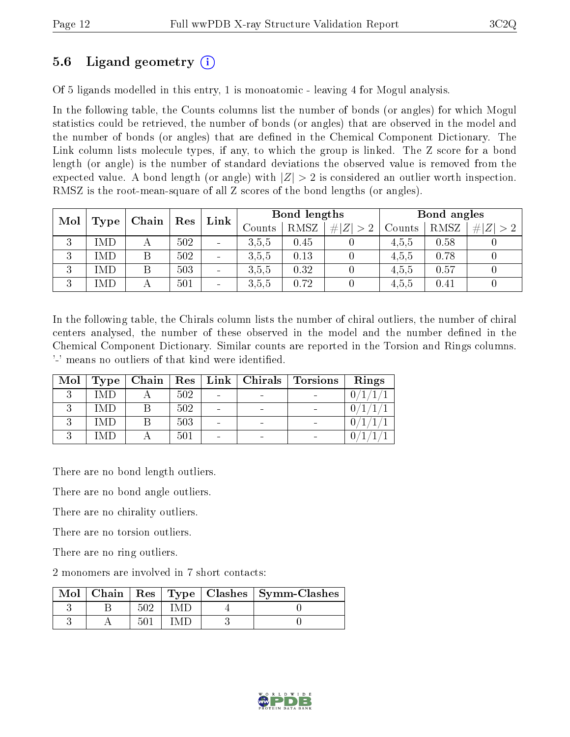## 5.6 Ligand geometry (i)

Of 5 ligands modelled in this entry, 1 is monoatomic - leaving 4 for Mogul analysis.

In the following table, the Counts columns list the number of bonds (or angles) for which Mogul statistics could be retrieved, the number of bonds (or angles) that are observed in the model and the number of bonds (or angles) that are defined in the Chemical Component Dictionary. The Link column lists molecule types, if any, to which the group is linked. The Z score for a bond length (or angle) is the number of standard deviations the observed value is removed from the expected value. A bond length (or angle) with $|Z| > 2$ is considered an outlier worth inspection. RMSZ is the root-mean-square of all Z scores of the bond lengths (or angles).

| Mol | Type | Chain | Res | Link | Bond lengths | | | Bond angles | | |
|---|---|---|---|---|---|---|---|---|---|---|
| | | | | | Counts | RMSZ | $\#\|Z\| > 2$ | Counts | RMSZ | $\#\|Z\| > 2$ |
| 3 | IMD | A | 502 | - | 3,5,5 | 0.45 | 0 | 4,5,5 | 0.58 | 0 |
| 3 | IMD | B | 502 | - | 3,5,5 | 0.13 | 0 | 4,5,5 | 0.78 | 0 |
| 3 | IMD | B | 503 | - | 3,5,5 | 0.32 | 0 | 4,5,5 | 0.57 | 0 |
| 3 | IMD | A | 501 | - | 3,5,5 | 0.72 | 0 | 4,5,5 | 0.41 | 0 |

In the following table, the Chirals column lists the number of chiral outliers, the number of chiral centers analysed, the number of these observed in the model and the number defined in the Chemical Component Dictionary. Similar counts are reported in the Torsion and Rings columns. '-' means no outliers of that kind were identified.

| Mol | Type | Chain | Res | Link | Chirals | Torsions | Rings |
|---|---|---|---|---|---|---|---|
| 3 | IMD | A | 502 | - | - | - | 0/1/1/1 |
| 3 | IMD | B | 502 | - | - | - | 0/1/1/1 |
| 3 | IMD | B | 503 | - | - | - | 0/1/1/1 |
| 3 | IMD | A | 501 | - | - | - | 0/1/1/1 |

There are no bond length outliers.

There are no bond angle outliers.

There are no chirality outliers.

There are no torsion outliers.

There are no ring outliers.

2 monomers are involved in 7 short contacts:

| Mol | Chain | Res | Type | Clashes | Symm-Clashes |
|---|---|---|---|---|---|
| 3 | B | 502 | IMD | 4 | 0 |
| 3 | A | 501 | IMD | 3 | 0 |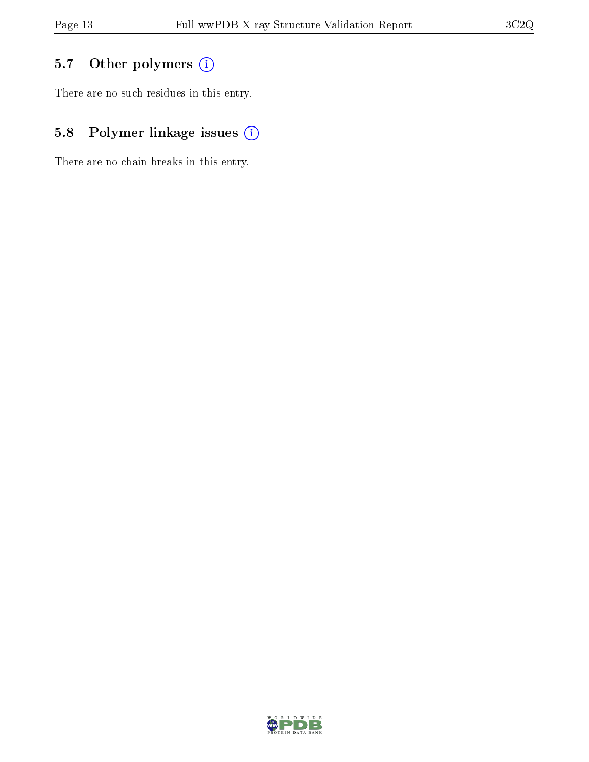### 5.7 Other polymers

There are no such residues in this entry.

### 5.8 Polymer linkage issues

There are no chain breaks in this entry.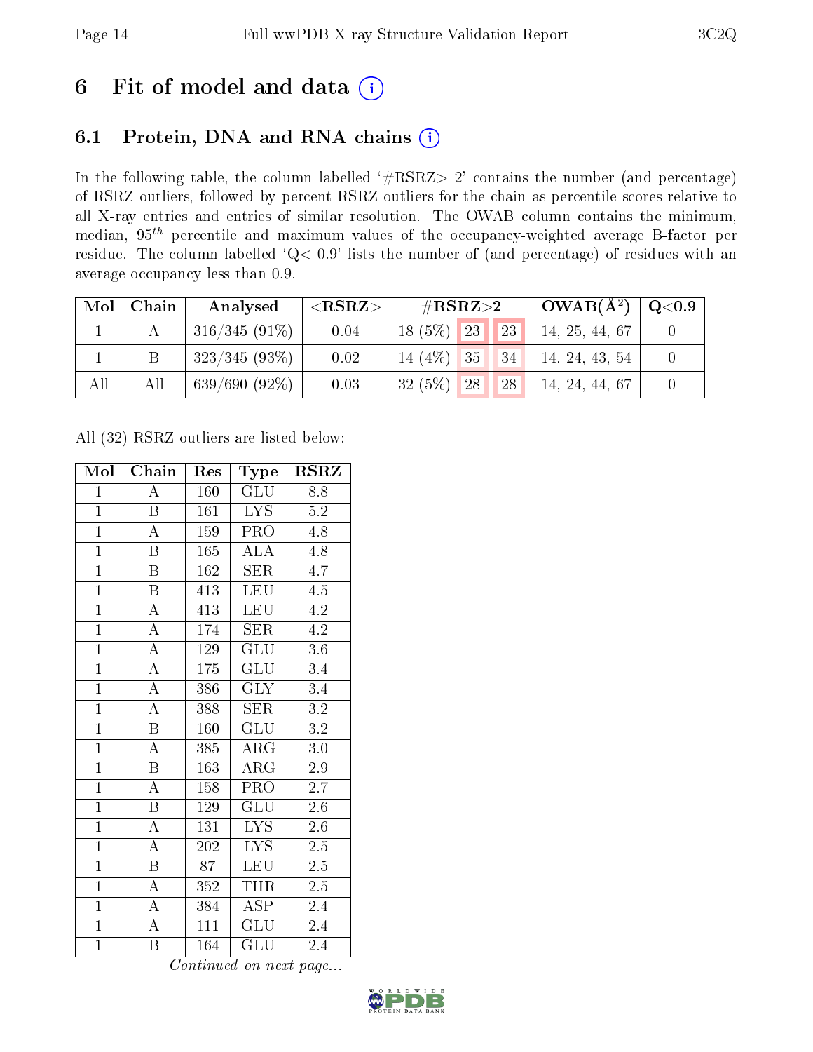# 6 Fit of model and data

## 6.1 Protein, DNA and RNA chains

In the following table, the column labelled '#RSRZ> 2' contains the number (and percentage) of RSRZ outliers, followed by percent RSRZ outliers for the chain as percentile scores relative to all X-ray entries and entries of similar resolution. The OWAB column contains the minimum, median, $95^{th}$ percentile and maximum values of the occupancy-weighted average B-factor per residue. The column labelled 'Q< 0.9' lists the number of (and percentage) of residues with an average occupancy less than 0.9.

| Mol | Chain | Analysed | <RSRZ> | #RSRZ>2 | | | OWAB(Å$^2$) | Q<0.9 |
|---|---|---|---|---|---|---|---|---|
| 1 | A | 316/345 (91%) | 0.04 | 18 (5%) | 23 | 23 | 14, 25, 44, 67 | 0 |
| 1 | B | 323/345 (93%) | 0.02 | 14 (4%) | 35 | 34 | 14, 24, 43, 54 | 0 |
| All | All | 639/690 (92%) | 0.03 | 32 (5%) | 28 | 28 | 14, 24, 44, 67 | 0 |

All (32) RSRZ outliers are listed below:

| Mol | Chain | Res | Type | RSRZ |
|---|---|---|---|---|
| 1 | A | 160 | GLU | 8.8 |
| 1 | B | 161 | LYS | 5.2 |
| 1 | A | 159 | PRO | 4.8 |
| 1 | B | 165 | ALA | 4.8 |
| 1 | B | 162 | SER | 4.7 |
| 1 | B | 413 | LEU | 4.5 |
| 1 | A | 413 | LEU | 4.2 |
| 1 | A | 174 | SER | 4.2 |
| 1 | A | 129 | GLU | 3.6 |
| 1 | A | 175 | GLU | 3.4 |
| 1 | A | 386 | GLY | 3.4 |
| 1 | A | 388 | SER | 3.2 |
| 1 | B | 160 | GLU | 3.2 |
| 1 | A | 385 | ARG | 3.0 |
| 1 | B | 163 | ARG | 2.9 |
| 1 | A | 158 | PRO | 2.7 |
| 1 | B | 129 | GLU | 2.6 |
| 1 | A | 131 | LYS | 2.6 |
| 1 | A | 202 | LYS | 2.5 |
| 1 | B | 87 | LEU | 2.5 |
| 1 | A | 352 | THR | 2.5 |
| 1 | A | 384 | ASP | 2.4 |
| 1 | A | 111 | GLU | 2.4 |
| 1 | B | 164 | GLU | 2.4 |

*Continued on next page...*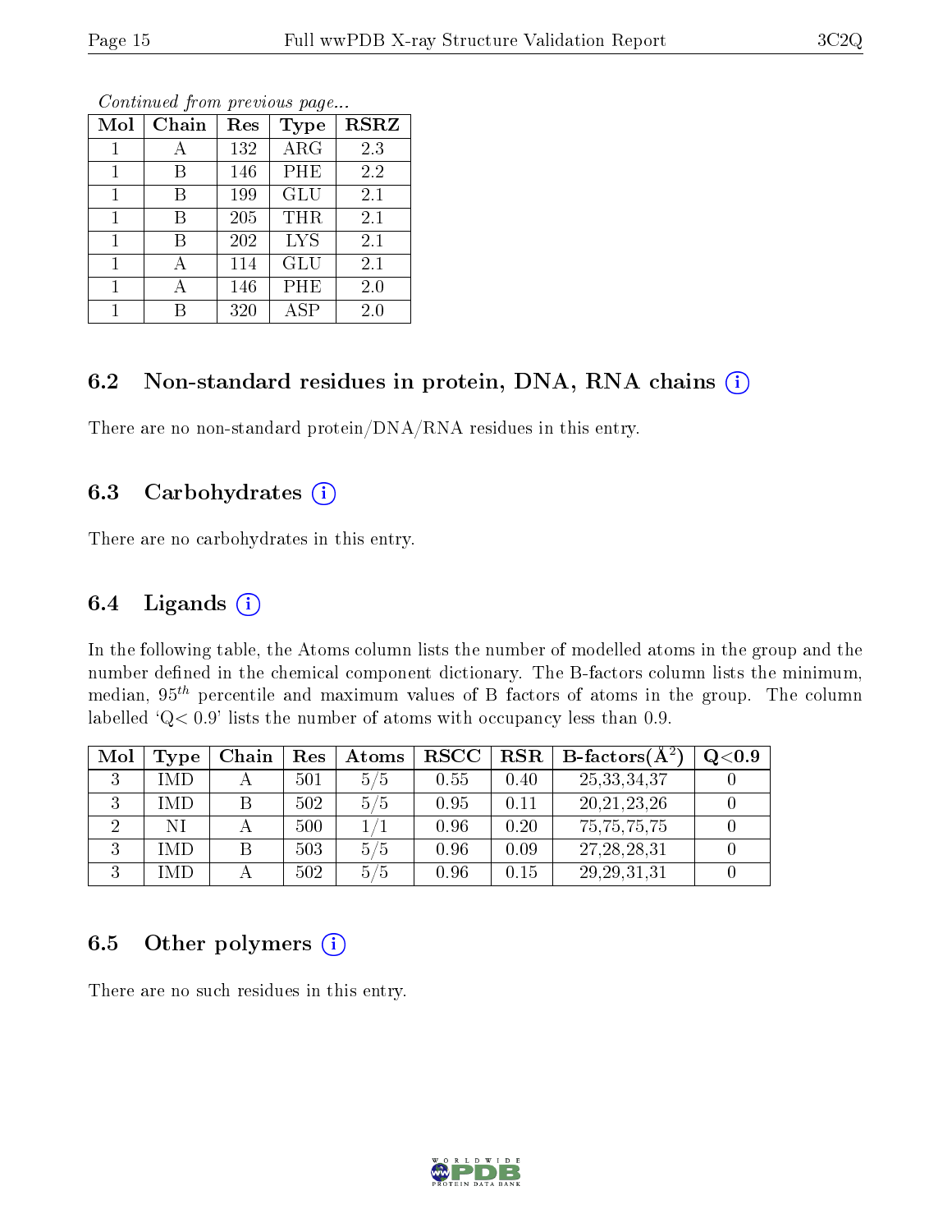*Continued from previous page...*

| Mol | Chain | Res | Type | RSRZ |
|---|---|---|---|---|
| 1 | A | 132 | ARG | 2.3 |
| 1 | B | 146 | PHE | 2.2 |
| 1 | B | 199 | GLU | 2.1 |
| 1 | B | 205 | THR | 2.1 |
| 1 | B | 202 | LYS | 2.1 |
| 1 | A | 114 | GLU | 2.1 |
| 1 | A | 146 | PHE | 2.0 |
| 1 | B | 320 | ASP | 2.0 |

## 6.2 Non-standard residues in protein, DNA, RNA chains

There are no non-standard protein/DNA/RNA residues in this entry.

## 6.3 Carbohydrates

There are no carbohydrates in this entry.

## 6.4 Ligands

In the following table, the Atoms column lists the number of modelled atoms in the group and the number defined in the chemical component dictionary. The B-factors column lists the minimum, median, $95^{th}$ percentile and maximum values of B factors of atoms in the group. The column labelled 'Q< 0.9' lists the number of atoms with occupancy less than 0.9.

| Mol | Type | Chain | Res | Atoms | RSCC | RSR | B-factors($Å^2$) | Q<0.9 |
|---|---|---|---|---|---|---|---|---|
| 3 | IMD | A | 501 | 5/5 | 0.55 | 0.40 | 25,33,34,37 | 0 |
| 3 | IMD | B | 502 | 5/5 | 0.95 | 0.11 | 20,21,23,26 | 0 |
| 2 | NI | A | 500 | 1/1 | 0.96 | 0.20 | 75,75,75,75 | 0 |
| 3 | IMD | B | 503 | 5/5 | 0.96 | 0.09 | 27,28,28,31 | 0 |
| 3 | IMD | A | 502 | 5/5 | 0.96 | 0.15 | 29,29,31,31 | 0 |

## 6.5 Other polymers

There are no such residues in this entry.